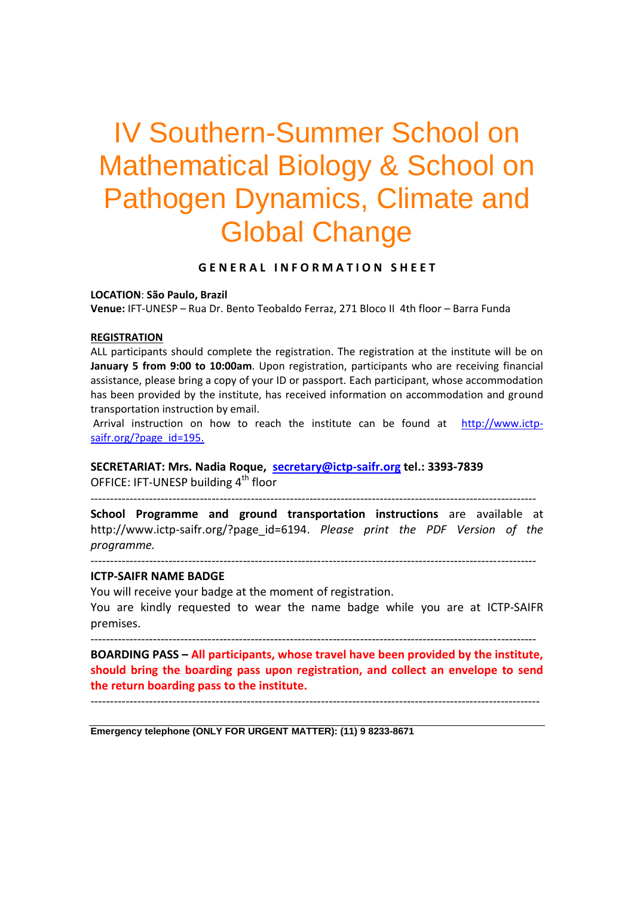# IV Southern-Summer School on Mathematical Biology & School on Pathogen Dynamics, Climate and Global Change

**GENERAL INFORMATION SHEET**

**LOCATION**: **São Paulo, Brazil**
**Venue:** IFT-UNESP – Rua Dr. Bento Teobaldo Ferraz, 271 Bloco II 4th floor – Barra Funda

**REGISTRATION**

ALL participants should complete the registration. The registration at the institute will be on **January 5 from 9:00 to 10:00am**. Upon registration, participants who are receiving financial assistance, please bring a copy of your ID or passport. Each participant, whose accommodation has been provided by the institute, has received information on accommodation and ground transportation instruction by email.

Arrival instruction on how to reach the institute can be found at http://www.ictp-saifr.org/?page_id=195.

**SECRETARIAT: Mrs. Nadia Roque, secretary@ictp-saifr.org tel.: 3393-7839**
OFFICE: IFT-UNESP building 4th floor

---

**School Programme and ground transportation instructions** are available at http://www.ictp-saifr.org/?page_id=6194. *Please print the PDF Version of the programme.*

---

**ICTP-SAIFR NAME BADGE**

You will receive your badge at the moment of registration.

You are kindly requested to wear the name badge while you are at ICTP-SAIFR premises.

---

**BOARDING PASS – All participants, whose travel have been provided by the institute, should bring the boarding pass upon registration, and collect an envelope to send the return boarding pass to the institute.**

---

**Emergency telephone (ONLY FOR URGENT MATTER): (11) 9 8233-8671**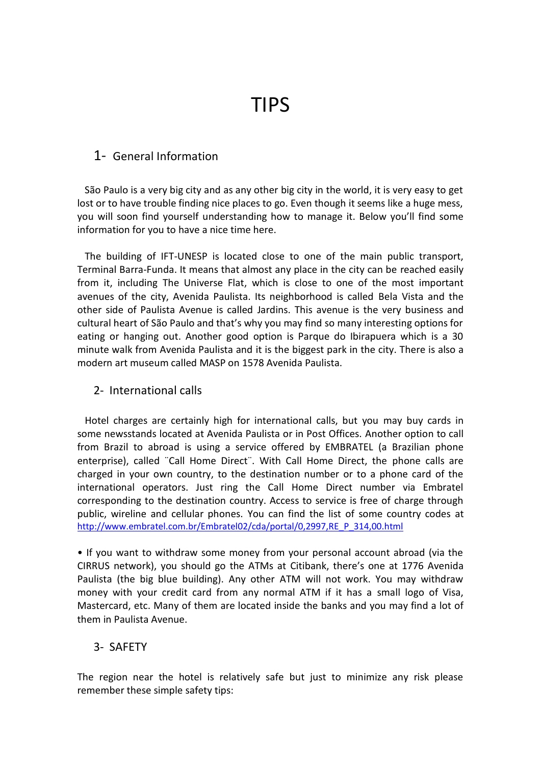# TIPS

## 1- General Information

São Paulo is a very big city and as any other big city in the world, it is very easy to get lost or to have trouble finding nice places to go. Even though it seems like a huge mess, you will soon find yourself understanding how to manage it. Below you'll find some information for you to have a nice time here.

The building of IFT-UNESP is located close to one of the main public transport, Terminal Barra-Funda. It means that almost any place in the city can be reached easily from it, including The Universe Flat, which is close to one of the most important avenues of the city, Avenida Paulista. Its neighborhood is called Bela Vista and the other side of Paulista Avenue is called Jardins. This avenue is the very business and cultural heart of São Paulo and that's why you may find so many interesting options for eating or hanging out. Another good option is Parque do Ibirapuera which is a 30 minute walk from Avenida Paulista and it is the biggest park in the city. There is also a modern art museum called MASP on 1578 Avenida Paulista.

## 2- International calls

Hotel charges are certainly high for international calls, but you may buy cards in some newsstands located at Avenida Paulista or in Post Offices. Another option to call from Brazil to abroad is using a service offered by EMBRATEL (a Brazilian phone enterprise), called ¨Call Home Direct¨. With Call Home Direct, the phone calls are charged in your own country, to the destination number or to a phone card of the international operators. Just ring the Call Home Direct number via Embratel corresponding to the destination country. Access to service is free of charge through public, wireline and cellular phones. You can find the list of some country codes at http://www.embratel.com.br/Embratel02/cda/portal/0,2997,RE_P_314,00.html

• If you want to withdraw some money from your personal account abroad (via the CIRRUS network), you should go the ATMs at Citibank, there's one at 1776 Avenida Paulista (the big blue building). Any other ATM will not work. You may withdraw money with your credit card from any normal ATM if it has a small logo of Visa, Mastercard, etc. Many of them are located inside the banks and you may find a lot of them in Paulista Avenue.

## 3- SAFETY

The region near the hotel is relatively safe but just to minimize any risk please remember these simple safety tips: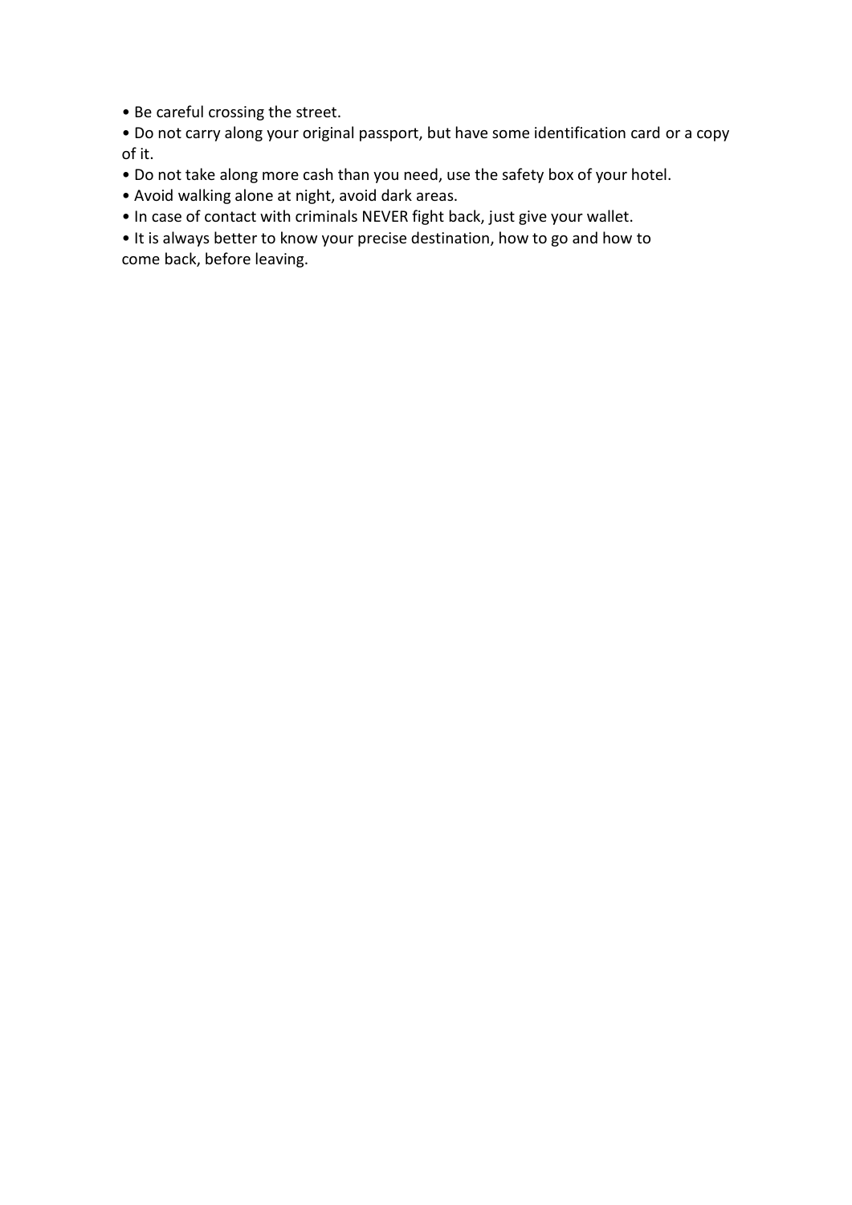- Be careful crossing the street.
- Do not carry along your original passport, but have some identification card or a copy of it.
- Do not take along more cash than you need, use the safety box of your hotel.
- Avoid walking alone at night, avoid dark areas.
- In case of contact with criminals NEVER fight back, just give your wallet.
- It is always better to know your precise destination, how to go and how to come back, before leaving.